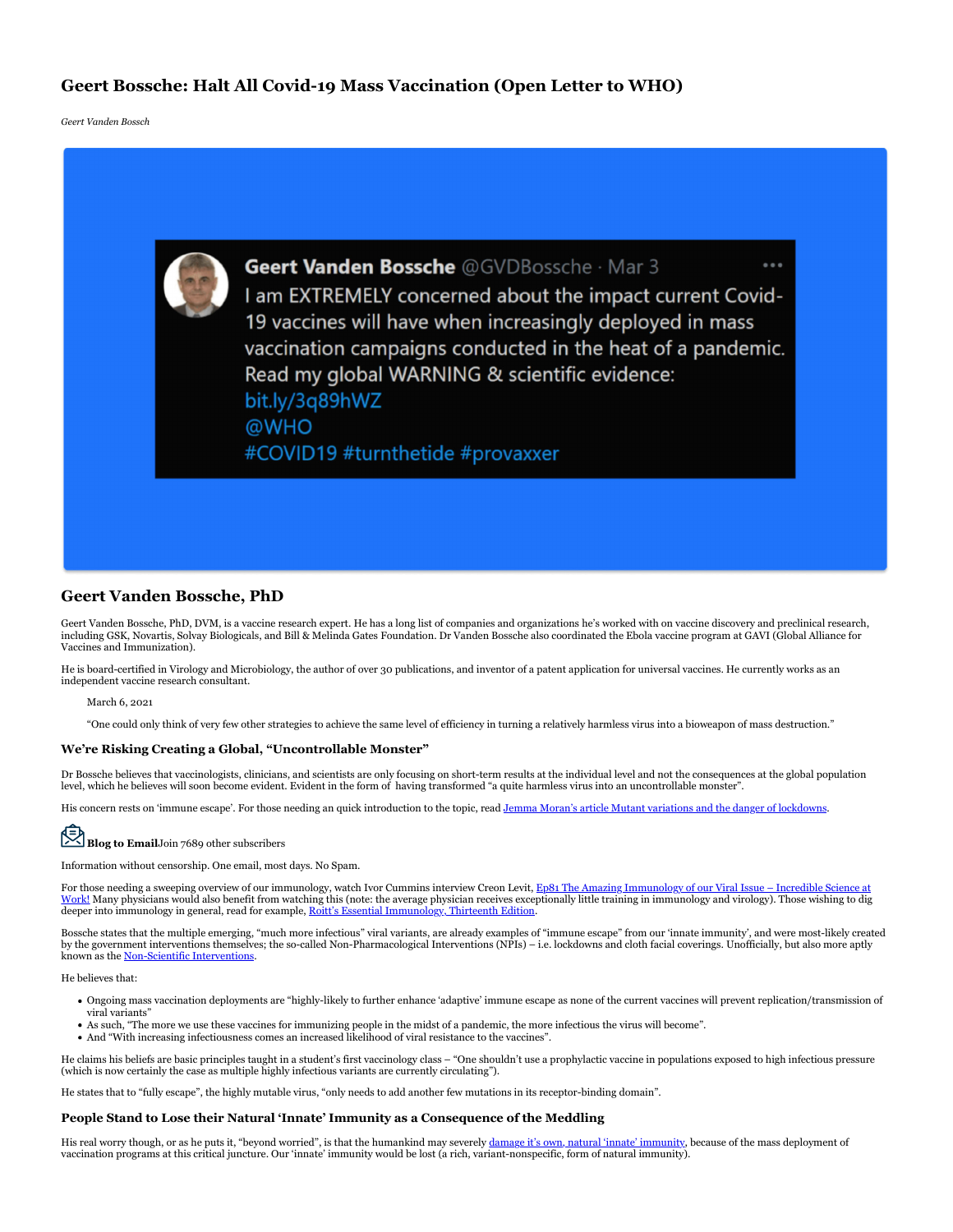# Geert Bossche: Halt All Covid-19 Mass Vaccination (Open Letter to WHO)

*Geert Vanden Bossch*

> **Geert Vanden Bossche** @GVDBossche · Mar 3
> I am EXTREMELY concerned about the impact current Covid-19 vaccines will have when increasingly deployed in mass vaccination campaigns conducted in the heat of a pandemic. Read my global WARNING & scientific evidence:
> bit.ly/3q89hWZ
> @WHO
> #COVID19 #turnthetide #provaxxer

## Geert Vanden Bossche, PhD

Geert Vanden Bossche, PhD, DVM, is a vaccine research expert. He has a long list of companies and organizations he's worked with on vaccine discovery and preclinical research, including GSK, Novartis, Solvay Biologicals, and Bill & Melinda Gates Foundation. Dr Vanden Bossche also coordinated the Ebola vaccine program at GAVI (Global Alliance for Vaccines and Immunization).

He is board-certified in Virology and Microbiology, the author of over 30 publications, and inventor of a patent application for universal vaccines. He currently works as an independent vaccine research consultant.

> March 6, 2021
>
> "One could only think of very few other strategies to achieve the same level of efficiency in turning a relatively harmless virus into a bioweapon of mass destruction."

### We're Risking Creating a Global, "Uncontrollable Monster"

Dr Bossche believes that vaccinologists, clinicians, and scientists are only focusing on short-term results at the individual level and not the consequences at the global population level, which he believes will soon become evident. Evident in the form of having transformed "a quite harmless virus into an uncontrollable monster".

His concern rests on 'immune escape'. For those needing an quick introduction to the topic, read [Jemma Moran's article Mutant variations and the danger of lockdowns](#).

**Blog to Email**Join 7689 other subscribers

Information without censorship. One email, most days. No Spam.

For those needing a sweeping overview of our immunology, watch Ivor Cummins interview Creon Levit, [Ep81 The Amazing Immunology of our Viral Issue – Incredible Science at Work!](#) Many physicians would also benefit from watching this (note: the average physician receives exceptionally little training in immunology and virology). Those wishing to dig deeper into immunology in general, read for example, [Roitt's Essential Immunology, Thirteenth Edition](#).

Bossche states that the multiple emerging, "much more infectious" viral variants, are already examples of "immune escape" from our 'innate immunity', and were most-likely created by the government interventions themselves; the so-called Non-Pharmacological Interventions (NPIs) – i.e. lockdowns and cloth facial coverings. Unofficially, but also more aptly known as the [Non-Scientific Interventions](#).

He believes that:

- Ongoing mass vaccination deployments are "highly-likely to further enhance 'adaptive' immune escape as none of the current vaccines will prevent replication/transmission of viral variants"
- As such, "The more we use these vaccines for immunizing people in the midst of a pandemic, the more infectious the virus will become".
- And "With increasing infectiousness comes an increased likelihood of viral resistance to the vaccines".

He claims his beliefs are basic principles taught in a student's first vaccinology class – "One shouldn't use a prophylactic vaccine in populations exposed to high infectious pressure (which is now certainly the case as multiple highly infectious variants are currently circulating").

He states that to "fully escape", the highly mutable virus, "only needs to add another few mutations in its receptor-binding domain".

### People Stand to Lose their Natural 'Innate' Immunity as a Consequence of the Meddling

His real worry though, or as he puts it, "beyond worried", is that the humankind may severely [damage it's own, natural 'innate' immunity](#), because of the mass deployment of vaccination programs at this critical juncture. Our 'innate' immunity would be lost (a rich, variant-nonspecific, form of natural immunity).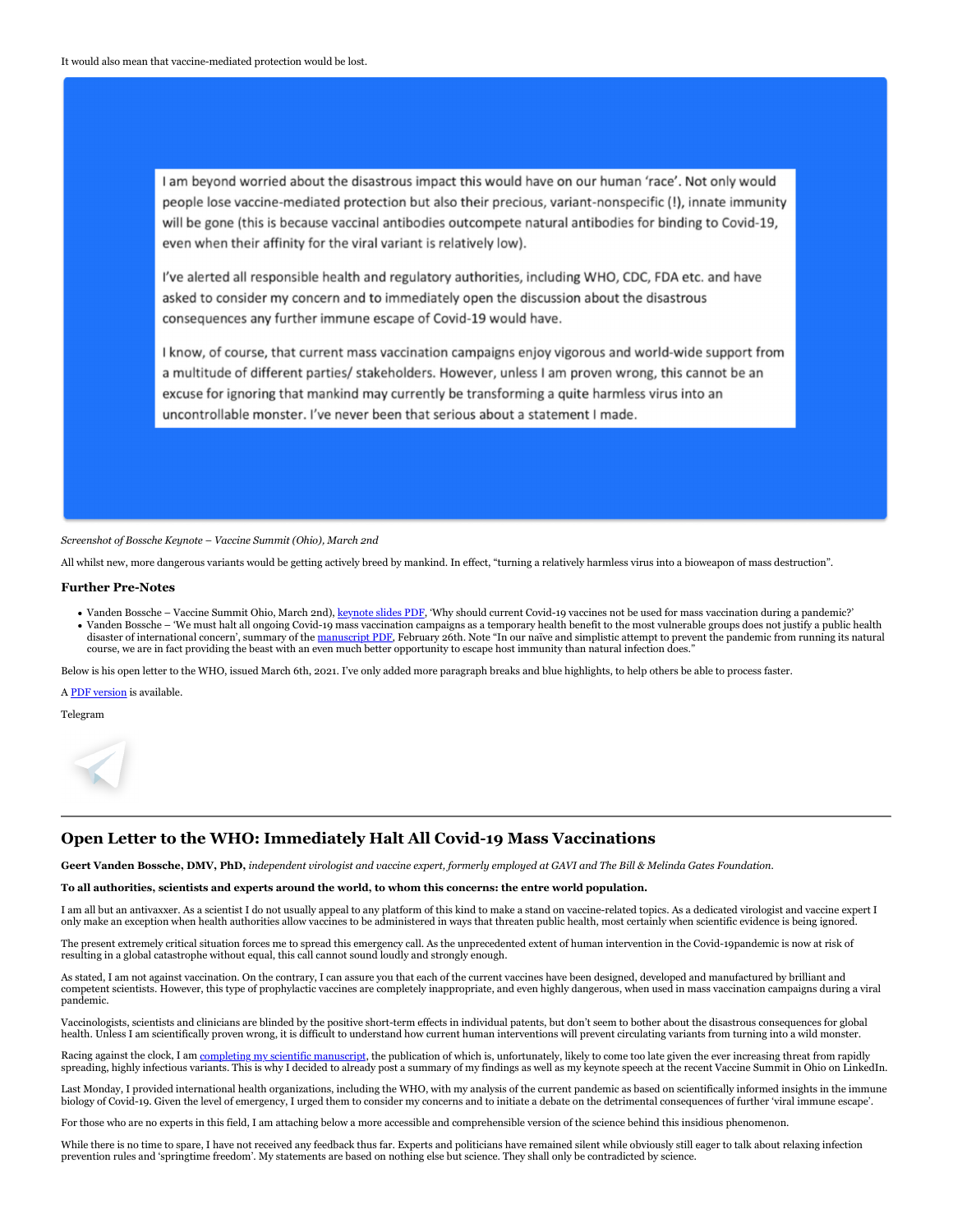It would also mean that vaccine-mediated protection would be lost.

I am beyond worried about the disastrous impact this would have on our human 'race'. Not only would people lose vaccine-mediated protection but also their precious, variant-nonspecific (!), innate immunity will be gone (this is because vaccinal antibodies outcompete natural antibodies for binding to Covid-19, even when their affinity for the viral variant is relatively low).

I've alerted all responsible health and regulatory authorities, including WHO, CDC, FDA etc. and have asked to consider my concern and to immediately open the discussion about the disastrous consequences any further immune escape of Covid-19 would have.

I know, of course, that current mass vaccination campaigns enjoy vigorous and world-wide support from a multitude of different parties/ stakeholders. However, unless I am proven wrong, this cannot be an excuse for ignoring that mankind may currently be transforming a quite harmless virus into an uncontrollable monster. I've never been that serious about a statement I made.

*Screenshot of Bossche Keynote – Vaccine Summit (Ohio), March 2nd*

All whilst new, more dangerous variants would be getting actively breed by mankind. In effect, "turning a relatively harmless virus into a bioweapon of mass destruction".

### Further Pre-Notes

- Vanden Bossche – Vaccine Summit Ohio, March 2nd), keynote slides PDF, 'Why should current Covid-19 vaccines not be used for mass vaccination during a pandemic?'
- Vanden Bossche – 'We must halt all ongoing Covid-19 mass vaccination campaigns as a temporary health benefit to the most vulnerable groups does not justify a public health disaster of international concern', summary of the manuscript PDF, February 26th. Note "In our naïve and simplistic attempt to prevent the pandemic from running its natural course, we are in fact providing the beast with an even much better opportunity to escape host immunity than natural infection does."

Below is his open letter to the WHO, issued March 6th, 2021. I've only added more paragraph breaks and blue highlights, to help others be able to process faster.

A PDF version is available.

Telegram

---

## Open Letter to the WHO: Immediately Halt All Covid-19 Mass Vaccinations

**Geert Vanden Bossche, DMV, PhD,** *independent virologist and vaccine expert, formerly employed at GAVI and The Bill & Melinda Gates Foundation.*

**To all authorities, scientists and experts around the world, to whom this concerns: the entre world population.**

I am all but an antivaxxer. As a scientist I do not usually appeal to any platform of this kind to make a stand on vaccine-related topics. As a dedicated virologist and vaccine expert I only make an exception when health authorities allow vaccines to be administered in ways that threaten public health, most certainly when scientific evidence is being ignored.

The present extremely critical situation forces me to spread this emergency call. As the unprecedented extent of human intervention in the Covid-19pandemic is now at risk of resulting in a global catastrophe without equal, this call cannot sound loudly and strongly enough.

As stated, I am not against vaccination. On the contrary, I can assure you that each of the current vaccines have been designed, developed and manufactured by brilliant and competent scientists. However, this type of prophylactic vaccines are completely inappropriate, and even highly dangerous, when used in mass vaccination campaigns during a viral pandemic.

Vaccinologists, scientists and clinicians are blinded by the positive short-term effects in individual patents, but don't seem to bother about the disastrous consequences for global health. Unless I am scientifically proven wrong, it is difficult to understand how current human interventions will prevent circulating variants from turning into a wild monster.

Racing against the clock, I am completing my scientific manuscript, the publication of which is, unfortunately, likely to come too late given the ever increasing threat from rapidly spreading, highly infectious variants. This is why I decided to already post a summary of my findings as well as my keynote speech at the recent Vaccine Summit in Ohio on LinkedIn.

Last Monday, I provided international health organizations, including the WHO, with my analysis of the current pandemic as based on scientifically informed insights in the immune biology of Covid-19. Given the level of emergency, I urged them to consider my concerns and to initiate a debate on the detrimental consequences of further 'viral immune escape'.

For those who are no experts in this field, I am attaching below a more accessible and comprehensible version of the science behind this insidious phenomenon.

While there is no time to spare, I have not received any feedback thus far. Experts and politicians have remained silent while obviously still eager to talk about relaxing infection prevention rules and 'springtime freedom'. My statements are based on nothing else but science. They shall only be contradicted by science.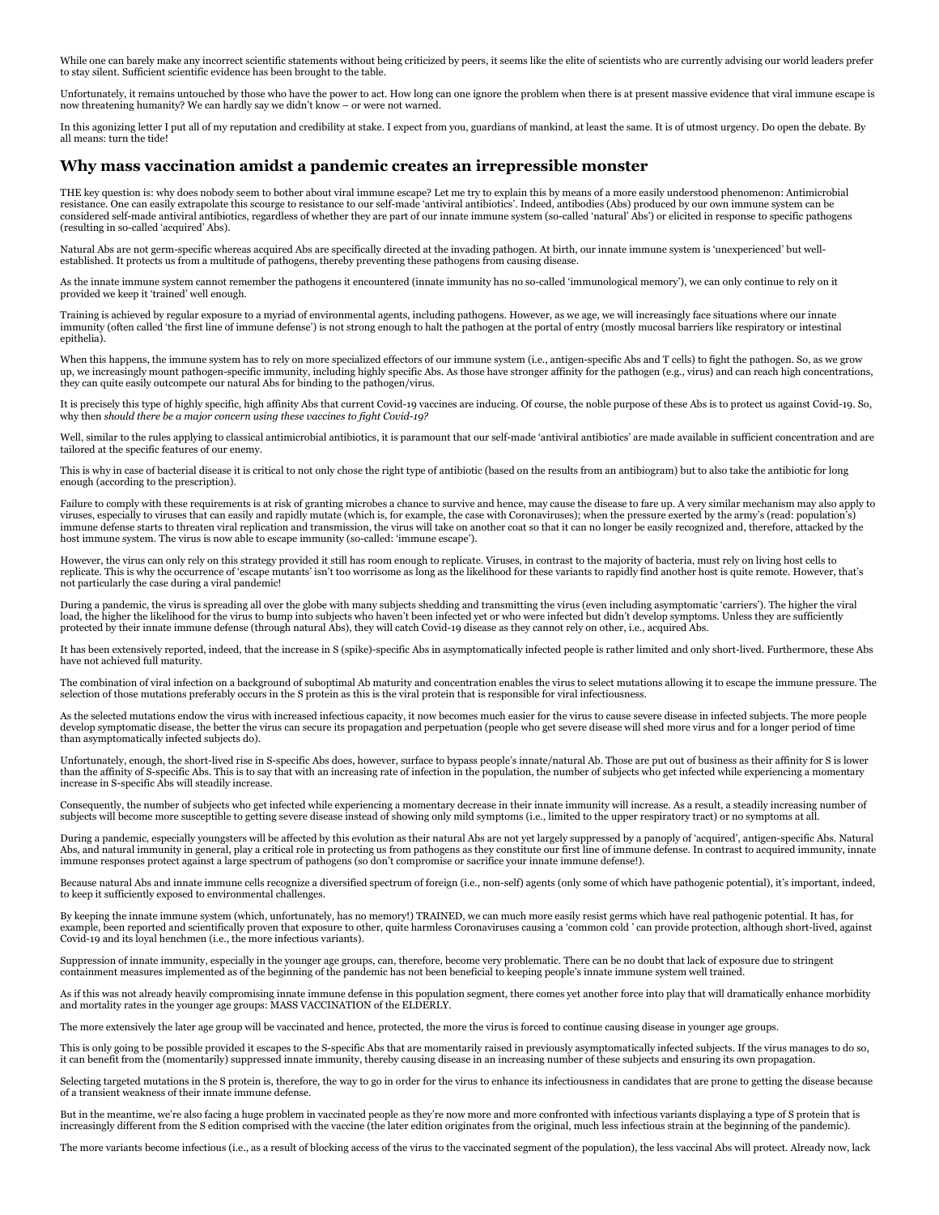While one can barely make any incorrect scientific statements without being criticized by peers, it seems like the elite of scientists who are currently advising our world leaders prefer to stay silent. Sufficient scientific evidence has been brought to the table.

Unfortunately, it remains untouched by those who have the power to act. How long can one ignore the problem when there is at present massive evidence that viral immune escape is now threatening humanity? We can hardly say we didn't know – or were not warned.

In this agonizing letter I put all of my reputation and credibility at stake. I expect from you, guardians of mankind, at least the same. It is of utmost urgency. Do open the debate. By all means: turn the tide!

## Why mass vaccination amidst a pandemic creates an irrepressible monster

THE key question is: why does nobody seem to bother about viral immune escape? Let me try to explain this by means of a more easily understood phenomenon: Antimicrobial resistance. One can easily extrapolate this scourge to resistance to our self-made 'antiviral antibiotics'. Indeed, antibodies (Abs) produced by our own immune system can be considered self-made antiviral antibiotics, regardless of whether they are part of our innate immune system (so-called 'natural' Abs) or elicited in response to specific pathogens (resulting in so-called 'acquired' Abs).

Natural Abs are not germ-specific whereas acquired Abs are specifically directed at the invading pathogen. At birth, our innate immune system is 'unexperienced' but well-established. It protects us from a multitude of pathogens, thereby preventing these pathogens from causing disease.

As the innate immune system cannot remember the pathogens it encountered (innate immunity has no so-called 'immunological memory'), we can only continue to rely on it provided we keep it 'trained' well enough.

Training is achieved by regular exposure to a myriad of environmental agents, including pathogens. However, as we age, we will increasingly face situations where our innate immunity (often called 'the first line of immune defense') is not strong enough to halt the pathogen at the portal of entry (mostly mucosal barriers like respiratory or intestinal epithelia).

When this happens, the immune system has to rely on more specialized effectors of our immune system (i.e., antigen-specific Abs and T cells) to fight the pathogen. So, as we grow up, we increasingly mount pathogen-specific immunity, including highly specific Abs. As those have stronger affinity for the pathogen (e.g., virus) and can reach high concentrations, they can quite easily outcompete our natural Abs for binding to the pathogen/virus.

It is precisely this type of highly specific, high affinity Abs that current Covid-19 vaccines are inducing. Of course, the noble purpose of these Abs is to protect us against Covid-19. So, why then *should there be a major concern using these vaccines to fight Covid-19?*

Well, similar to the rules applying to classical antimicrobial antibiotics, it is paramount that our self-made 'antiviral antibiotics' are made available in sufficient concentration and are tailored at the specific features of our enemy.

This is why in case of bacterial disease it is critical to not only chose the right type of antibiotic (based on the results from an antibiogram) but to also take the antibiotic for long enough (according to the prescription).

Failure to comply with these requirements is at risk of granting microbes a chance to survive and hence, may cause the disease to fare up. A very similar mechanism may also apply to viruses, especially to viruses that can easily and rapidly mutate (which is, for example, the case with Coronaviruses); when the pressure exerted by the army's (read: population's) immune defense starts to threaten viral replication and transmission, the virus will take on another coat so that it can no longer be easily recognized and, therefore, attacked by the host immune system. The virus is now able to escape immunity (so-called: 'immune escape').

However, the virus can only rely on this strategy provided it still has room enough to replicate. Viruses, in contrast to the majority of bacteria, must rely on living host cells to replicate. This is why the occurrence of 'escape mutants' isn't too worrisome as long as the likelihood for these variants to rapidly find another host is quite remote. However, that's not particularly the case during a viral pandemic!

During a pandemic, the virus is spreading all over the globe with many subjects shedding and transmitting the virus (even including asymptomatic 'carriers'). The higher the viral load, the higher the likelihood for the virus to bump into subjects who haven't been infected yet or who were infected but didn't develop symptoms. Unless they are sufficiently protected by their innate immune defense (through natural Abs), they will catch Covid-19 disease as they cannot rely on other, i.e., acquired Abs.

It has been extensively reported, indeed, that the increase in S (spike)-specific Abs in asymptomatically infected people is rather limited and only short-lived. Furthermore, these Abs have not achieved full maturity.

The combination of viral infection on a background of suboptimal Ab maturity and concentration enables the virus to select mutations allowing it to escape the immune pressure. The selection of those mutations preferably occurs in the S protein as this is the viral protein that is responsible for viral infectiousness.

As the selected mutations endow the virus with increased infectious capacity, it now becomes much easier for the virus to cause severe disease in infected subjects. The more people develop symptomatic disease, the better the virus can secure its propagation and perpetuation (people who get severe disease will shed more virus and for a longer period of time than asymptomatically infected subjects do).

Unfortunately enough, the short-lived rise in S-specific Abs does, however, surface to bypass people's innate/natural Ab. Those are put out of business as their affinity for S is lower than the affinity of S-specific Abs. This is to say that with an increasing rate of infection in the population, the number of subjects who get infected while experiencing a momentary increase in S-specific Abs will steadily increase.

Consequently, the number of subjects who get infected while experiencing a momentary decrease in their innate immunity will increase. As a result, a steadily increasing number of subjects will become more susceptible to getting severe disease instead of showing only mild symptoms (i.e., limited to the upper respiratory tract) or no symptoms at all.

During a pandemic, especially youngsters will be affected by this evolution as their natural Abs are not yet largely suppressed by a panoply of 'acquired', antigen-specific Abs. Natural Abs, and natural immunity in general, play a critical role in protecting us from pathogens as they constitute our first line of immune defense. In contrast to acquired immunity, innate immune responses protect against a large spectrum of pathogens (so don't compromise or sacrifice your innate immune defense!).

Because natural Abs and innate immune cells recognize a diversified spectrum of foreign (i.e., non-self) agents (only some of which have pathogenic potential), it's important, indeed, to keep it sufficiently exposed to environmental challenges.

By keeping the innate immune system (which, unfortunately, has no memory!) TRAINED, we can much more easily resist germs which have real pathogenic potential. It has, for example, been reported and scientifically proven that exposure to other, quite harmless Coronaviruses causing a 'common cold ' can provide protection, although short-lived, against Covid-19 and its loyal henchmen (i.e., the more infectious variants).

Suppression of innate immunity, especially in the younger age groups, can, therefore, become very problematic. There can be no doubt that lack of exposure due to stringent containment measures implemented as of the beginning of the pandemic has not been beneficial to keeping people's innate immune system well trained.

As if this was not already heavily compromising innate immune defense in this population segment, there comes yet another force into play that will dramatically enhance morbidity and mortality rates in the younger age groups: MASS VACCINATION of the ELDERLY.

The more extensively the later age group will be vaccinated and hence, protected, the more the virus is forced to continue causing disease in younger age groups.

This is only going to be possible provided it escapes to the S-specific Abs that are momentarily raised in previously asymptomatically infected subjects. If the virus manages to do so, it can benefit from the (momentarily) suppressed innate immunity, thereby causing disease in an increasing number of these subjects and ensuring its own propagation.

Selecting targeted mutations in the S protein is, therefore, the way to go in order for the virus to enhance its infectiousness in candidates that are prone to getting the disease because of a transient weakness of their innate immune defense.

But in the meantime, we're also facing a huge problem in vaccinated people as they're now more and more confronted with infectious variants displaying a type of S protein that is increasingly different from the S edition comprised with the vaccine (the later edition originates from the original, much less infectious strain at the beginning of the pandemic).

The more variants become infectious (i.e., as a result of blocking access of the virus to the vaccinated segment of the population), the less vaccinal Abs will protect. Already now, lack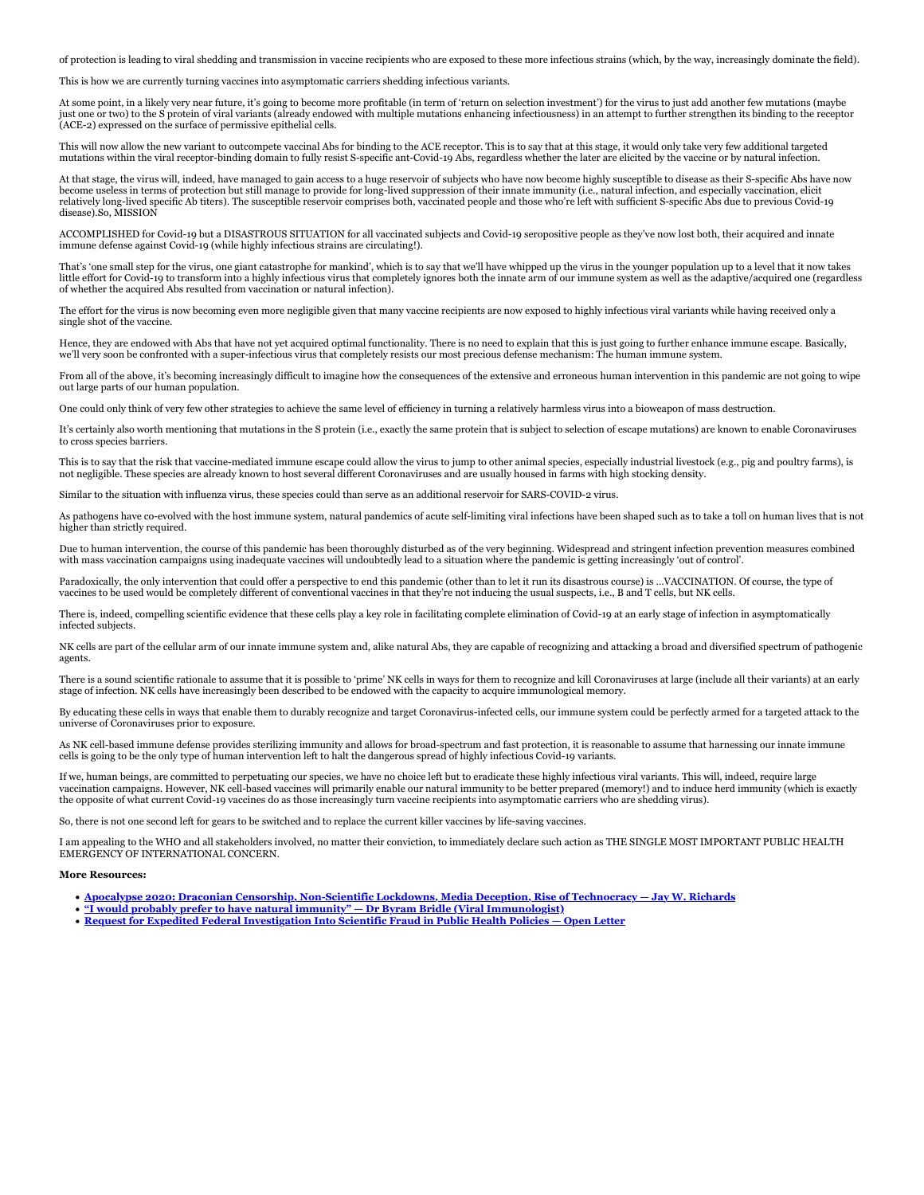of protection is leading to viral shedding and transmission in vaccine recipients who are exposed to these more infectious strains (which, by the way, increasingly dominate the field).

This is how we are currently turning vaccines into asymptomatic carriers shedding infectious variants.

At some point, in a likely very near future, it's going to become more profitable (in term of 'return on selection investment') for the virus to just add another few mutations (maybe just one or two) to the S protein of viral variants (already endowed with multiple mutations enhancing infectiousness) in an attempt to further strengthen its binding to the receptor (ACE-2) expressed on the surface of permissive epithelial cells.

This will now allow the new variant to outcompete vaccinal Abs for binding to the ACE receptor. This is to say that at this stage, it would only take very few additional targeted mutations within the viral receptor-binding domain to fully resist S-specific ant-Covid-19 Abs, regardless whether the later are elicited by the vaccine or by natural infection.

At that stage, the virus will, indeed, have managed to gain access to a huge reservoir of subjects who have now become highly susceptible to disease as their S-specific Abs have now become useless in terms of protection but still manage to provide for long-lived suppression of their innate immunity (i.e., natural infection, and especially vaccination, elicit relatively long-lived specific Ab titers). The susceptible reservoir comprises both, vaccinated people and those who're left with sufficient S-specific Abs due to previous Covid-19 disease).So, MISSION

ACCOMPLISHED for Covid-19 but a DISASTROUS SITUATION for all vaccinated subjects and Covid-19 seropositive people as they've now lost both, their acquired and innate immune defense against Covid-19 (while highly infectious strains are circulating!).

That's 'one small step for the virus, one giant catastrophe for mankind', which is to say that we'll have whipped up the virus in the younger population up to a level that it now takes little effort for Covid-19 to transform into a highly infectious virus that completely ignores both the innate arm of our immune system as well as the adaptive/acquired one (regardless of whether the acquired Abs resulted from vaccination or natural infection).

The effort for the virus is now becoming even more negligible given that many vaccine recipients are now exposed to highly infectious viral variants while having received only a single shot of the vaccine.

Hence, they are endowed with Abs that have not yet acquired optimal functionality. There is no need to explain that this is just going to further enhance immune escape. Basically, we'll very soon be confronted with a super-infectious virus that completely resists our most precious defense mechanism: The human immune system.

From all of the above, it's becoming increasingly difficult to imagine how the consequences of the extensive and erroneous human intervention in this pandemic are not going to wipe out large parts of our human population.

One could only think of very few other strategies to achieve the same level of efficiency in turning a relatively harmless virus into a bioweapon of mass destruction.

It's certainly also worth mentioning that mutations in the S protein (i.e., exactly the same protein that is subject to selection of escape mutations) are known to enable Coronaviruses to cross species barriers.

This is to say that the risk that vaccine-mediated immune escape could allow the virus to jump to other animal species, especially industrial livestock (e.g., pig and poultry farms), is not negligible. These species are already known to host several different Coronaviruses and are usually housed in farms with high stocking density.

Similar to the situation with influenza virus, these species could than serve as an additional reservoir for SARS-COVID-2 virus.

As pathogens have co-evolved with the host immune system, natural pandemics of acute self-limiting viral infections have been shaped such as to take a toll on human lives that is not higher than strictly required.

Due to human intervention, the course of this pandemic has been thoroughly disturbed as of the very beginning. Widespread and stringent infection prevention measures combined with mass vaccination campaigns using inadequate vaccines will undoubtedly lead to a situation where the pandemic is getting increasingly 'out of control'.

Paradoxically, the only intervention that could offer a perspective to end this pandemic (other than to let it run its disastrous course) is …VACCINATION. Of course, the type of vaccines to be used would be completely different of conventional vaccines in that they're not inducing the usual suspects, i.e., B and T cells, but NK cells.

There is, indeed, compelling scientific evidence that these cells play a key role in facilitating complete elimination of Covid-19 at an early stage of infection in asymptomatically infected subjects.

NK cells are part of the cellular arm of our innate immune system and, alike natural Abs, they are capable of recognizing and attacking a broad and diversified spectrum of pathogenic agents.

There is a sound scientific rationale to assume that it is possible to 'prime' NK cells in ways for them to recognize and kill Coronaviruses at large (include all their variants) at an early stage of infection. NK cells have increasingly been described to be endowed with the capacity to acquire immunological memory.

By educating these cells in ways that enable them to durably recognize and target Coronavirus-infected cells, our immune system could be perfectly armed for a targeted attack to the universe of Coronaviruses prior to exposure.

As NK cell-based immune defense provides sterilizing immunity and allows for broad-spectrum and fast protection, it is reasonable to assume that harnessing our innate immune cells is going to be the only type of human intervention left to halt the dangerous spread of highly infectious Covid-19 variants.

If we, human beings, are committed to perpetuating our species, we have no choice left but to eradicate these highly infectious viral variants. This will, indeed, require large vaccination campaigns. However, NK cell-based vaccines will primarily enable our natural immunity to be better prepared (memory!) and to induce herd immunity (which is exactly the opposite of what current Covid-19 vaccines do as those increasingly turn vaccine recipients into asymptomatic carriers who are shedding virus).

So, there is not one second left for gears to be switched and to replace the current killer vaccines by life-saving vaccines.

I am appealing to the WHO and all stakeholders involved, no matter their conviction, to immediately declare such action as THE SINGLE MOST IMPORTANT PUBLIC HEALTH EMERGENCY OF INTERNATIONAL CONCERN.

**More Resources:**

- **Apocalypse 2020: Draconian Censorship, Non-Scientific Lockdowns, Media Deception, Rise of Technocracy — Jay W. Richards**
- **"I would probably prefer to have natural immunity" — Dr Byram Bridle (Viral Immunologist)**
- **Request for Expedited Federal Investigation Into Scientific Fraud in Public Health Policies — Open Letter**